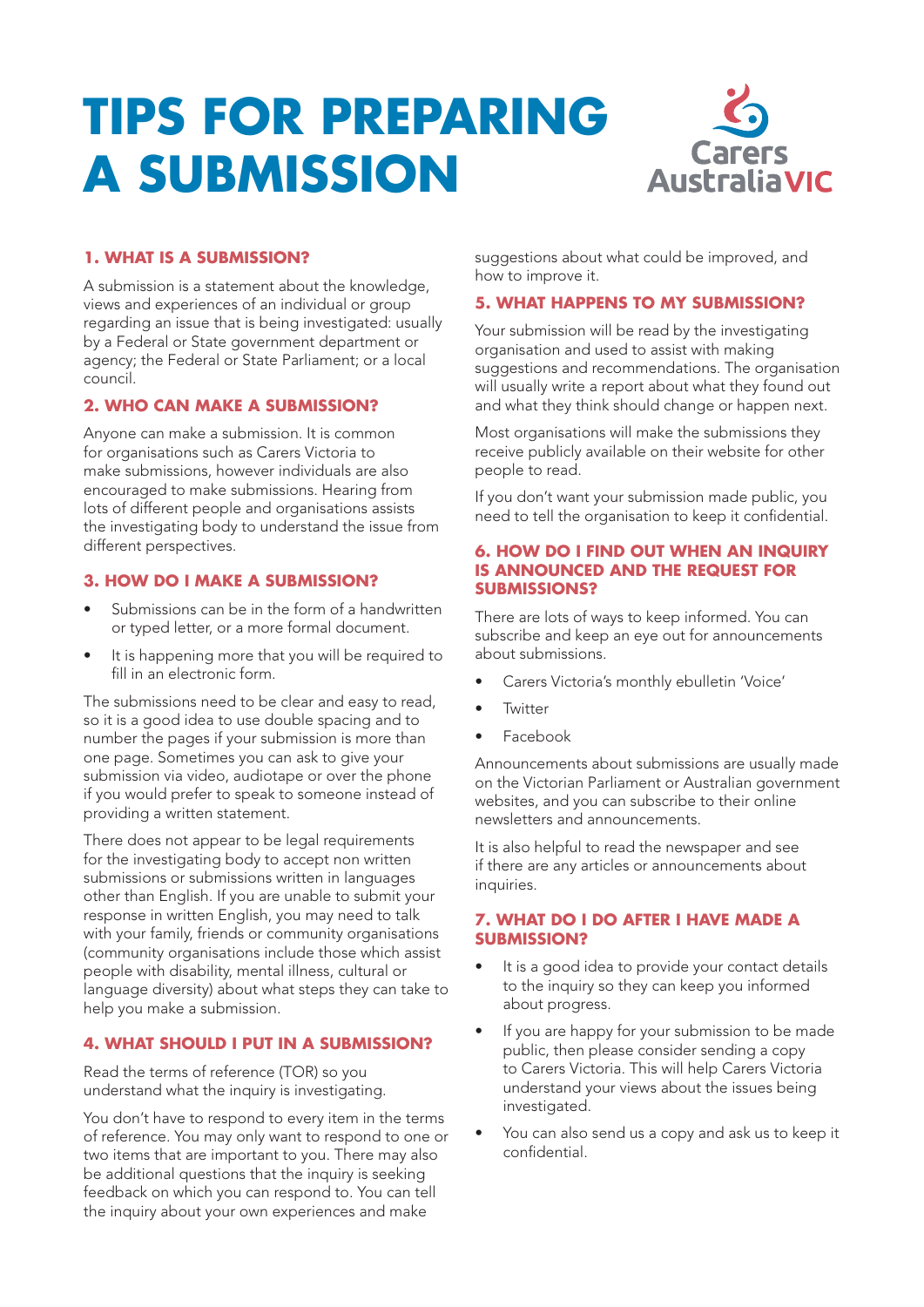# TIPS FOR PREPARING A SUBMISSION

## 1. WHAT IS A SUBMISSION?

A submission is a statement about the knowledge, views and experiences of an individual or group regarding an issue that is being investigated: usually by a Federal or State government department or agency; the Federal or State Parliament; or a local council.

## 2. WHO CAN MAKE A SUBMISSION?

Anyone can make a submission. It is common for organisations such as Carers Victoria to make submissions, however individuals are also encouraged to make submissions. Hearing from lots of different people and organisations assists the investigating body to understand the issue from different perspectives.

## 3. HOW DO I MAKE A SUBMISSION?

- Submissions can be in the form of a handwritten or typed letter, or a more formal document.
- It is happening more that you will be required to fill in an electronic form.

The submissions need to be clear and easy to read, so it is a good idea to use double spacing and to number the pages if your submission is more than one page. Sometimes you can ask to give your submission via video, audiotape or over the phone if you would prefer to speak to someone instead of providing a written statement.

There does not appear to be legal requirements for the investigating body to accept non written submissions or submissions written in languages other than English. If you are unable to submit your response in written English, you may need to talk with your family, friends or community organisations (community organisations include those which assist people with disability, mental illness, cultural or language diversity) about what steps they can take to help you make a submission.

## 4. WHAT SHOULD I PUT IN A SUBMISSION?

Read the terms of reference (TOR) so you understand what the inquiry is investigating.

You don't have to respond to every item in the terms of reference. You may only want to respond to one or two items that are important to you. There may also be additional questions that the inquiry is seeking feedback on which you can respond to. You can tell the inquiry about your own experiences and make suggestions about what could be improved, and how to improve it.

## 5. WHAT HAPPENS TO MY SUBMISSION?

Your submission will be read by the investigating organisation and used to assist with making suggestions and recommendations. The organisation will usually write a report about what they found out and what they think should change or happen next.

Most organisations will make the submissions they receive publicly available on their website for other people to read.

If you don't want your submission made public, you need to tell the organisation to keep it confidential.

## 6. HOW DO I FIND OUT WHEN AN INQUIRY IS ANNOUNCED AND THE REQUEST FOR SUBMISSIONS?

There are lots of ways to keep informed. You can subscribe and keep an eye out for announcements about submissions.

- Carers Victoria's monthly ebulletin 'Voice'
- Twitter
- Facebook

Announcements about submissions are usually made on the Victorian Parliament or Australian government websites, and you can subscribe to their online newsletters and announcements.

It is also helpful to read the newspaper and see if there are any articles or announcements about inquiries.

## 7. WHAT DO I DO AFTER I HAVE MADE A SUBMISSION?

- It is a good idea to provide your contact details to the inquiry so they can keep you informed about progress.
- If you are happy for your submission to be made public, then please consider sending a copy to Carers Victoria. This will help Carers Victoria understand your views about the issues being investigated.
- You can also send us a copy and ask us to keep it confidential.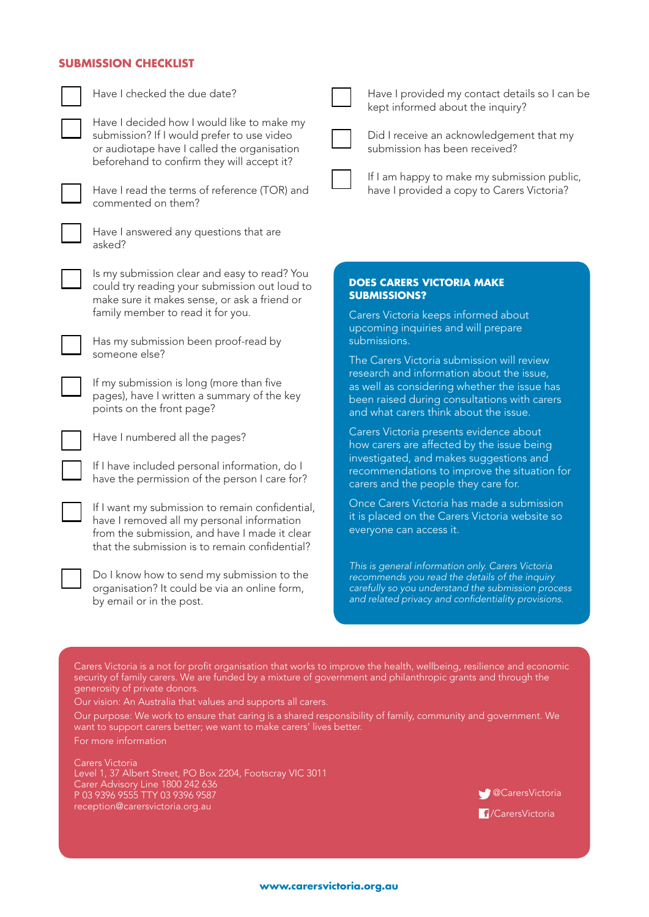## SUBMISSION CHECKLIST

- [ ] Have I checked the due date?
- [ ] Have I decided how I would like to make my submission? If I would prefer to use video or audiotape have I called the organisation beforehand to confirm they will accept it?
- [ ] Have I read the terms of reference (TOR) and commented on them?
- [ ] Have I answered any questions that are asked?
- [ ] Is my submission clear and easy to read? You could try reading your submission out loud to make sure it makes sense, or ask a friend or family member to read it for you.
- [ ] Has my submission been proof-read by someone else?
- [ ] If my submission is long (more than five pages), have I written a summary of the key points on the front page?
- [ ] Have I numbered all the pages?
- [ ] If I have included personal information, do I have the permission of the person I care for?
- [ ] If I want my submission to remain confidential, have I removed all my personal information from the submission, and have I made it clear that the submission is to remain confidential?
- [ ] Do I know how to send my submission to the organisation? It could be via an online form, by email or in the post.
- [ ] Have I provided my contact details so I can be kept informed about the inquiry?
- [ ] Did I receive an acknowledgement that my submission has been received?
- [ ] If I am happy to make my submission public, have I provided a copy to Carers Victoria?

### DOES CARERS VICTORIA MAKE SUBMISSIONS?

Carers Victoria keeps informed about upcoming inquiries and will prepare submissions.

The Carers Victoria submission will review research and information about the issue, as well as considering whether the issue has been raised during consultations with carers and what carers think about the issue.

Carers Victoria presents evidence about how carers are affected by the issue being investigated, and makes suggestions and recommendations to improve the situation for carers and the people they care for.

Once Carers Victoria has made a submission it is placed on the Carers Victoria website so everyone can access it.

*This is general information only. Carers Victoria recommends you read the details of the inquiry carefully so you understand the submission process and related privacy and confidentiality provisions.*

Carers Victoria is a not for profit organisation that works to improve the health, wellbeing, resilience and economic security of family carers. We are funded by a mixture of government and philanthropic grants and through the generosity of private donors.

Our vision: An Australia that values and supports all carers.

Our purpose: We work to ensure that caring is a shared responsibility of family, community and government. We want to support carers better; we want to make carers' lives better.

For more information

Carers Victoria
Level 1, 37 Albert Street, PO Box 2204, Footscray VIC 3011
Carer Advisory Line 1800 242 636
P 03 9396 9555 TTY 03 9396 9587
reception@carersvictoria.org.au

@CarersVictoria

/CarersVictoria

**www.carersvictoria.org.au**